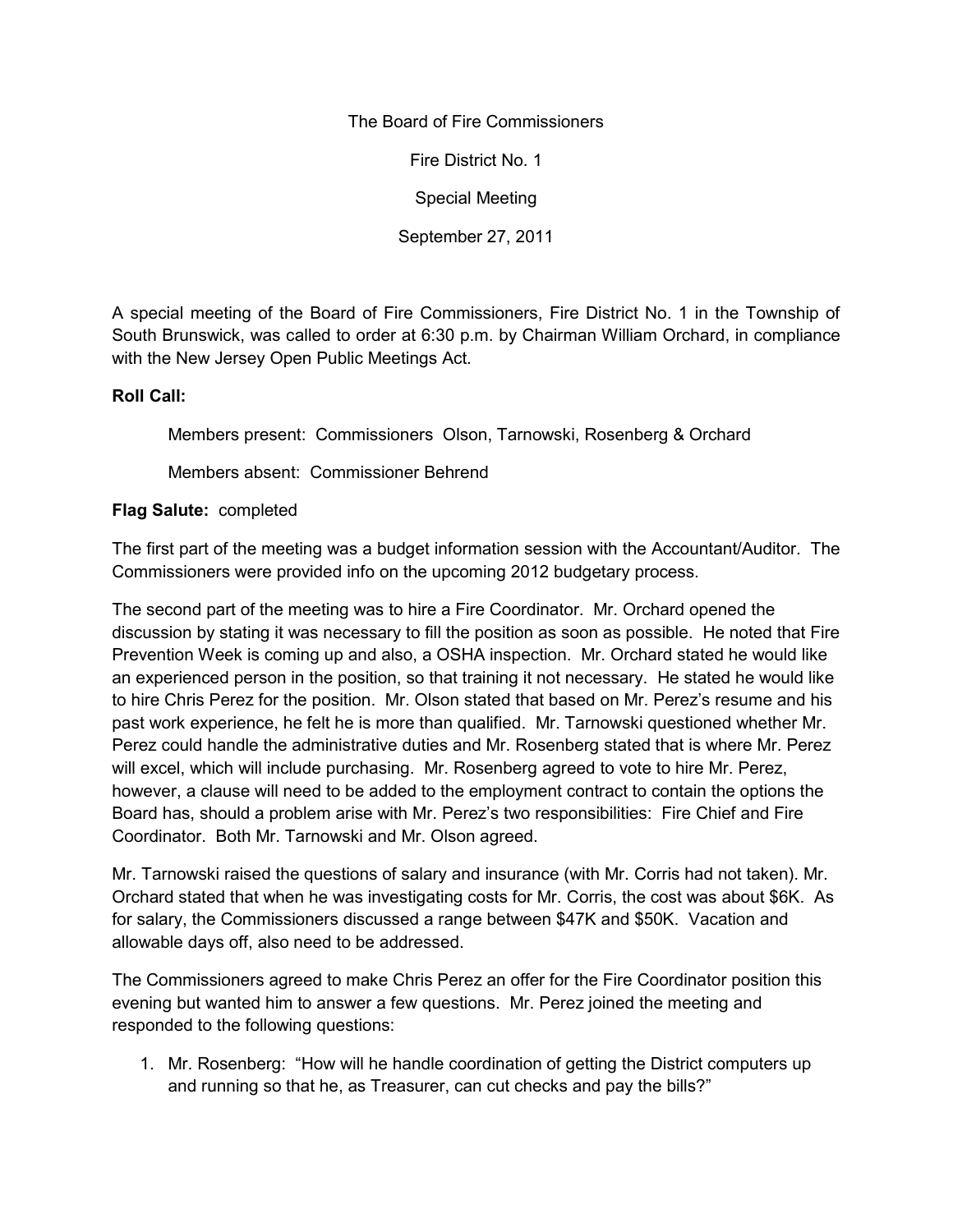The Board of Fire Commissioners

Fire District No. 1

Special Meeting

September 27, 2011

A special meeting of the Board of Fire Commissioners, Fire District No. 1 in the Township of South Brunswick, was called to order at 6:30 p.m. by Chairman William Orchard, in compliance with the New Jersey Open Public Meetings Act.

**Roll Call:**

Members present: Commissioners Olson, Tarnowski, Rosenberg & Orchard

Members absent: Commissioner Behrend

**Flag Salute:** completed

The first part of the meeting was a budget information session with the Accountant/Auditor. The Commissioners were provided info on the upcoming 2012 budgetary process.

The second part of the meeting was to hire a Fire Coordinator. Mr. Orchard opened the discussion by stating it was necessary to fill the position as soon as possible. He noted that Fire Prevention Week is coming up and also, a OSHA inspection. Mr. Orchard stated he would like an experienced person in the position, so that training it not necessary. He stated he would like to hire Chris Perez for the position. Mr. Olson stated that based on Mr. Perez's resume and his past work experience, he felt he is more than qualified. Mr. Tarnowski questioned whether Mr. Perez could handle the administrative duties and Mr. Rosenberg stated that is where Mr. Perez will excel, which will include purchasing. Mr. Rosenberg agreed to vote to hire Mr. Perez, however, a clause will need to be added to the employment contract to contain the options the Board has, should a problem arise with Mr. Perez's two responsibilities: Fire Chief and Fire Coordinator. Both Mr. Tarnowski and Mr. Olson agreed.

Mr. Tarnowski raised the questions of salary and insurance (with Mr. Corris had not taken). Mr. Orchard stated that when he was investigating costs for Mr. Corris, the cost was about $6K. As for salary, the Commissioners discussed a range between $47K and $50K. Vacation and allowable days off, also need to be addressed.

The Commissioners agreed to make Chris Perez an offer for the Fire Coordinator position this evening but wanted him to answer a few questions. Mr. Perez joined the meeting and responded to the following questions:

1. Mr. Rosenberg: "How will he handle coordination of getting the District computers up and running so that he, as Treasurer, can cut checks and pay the bills?"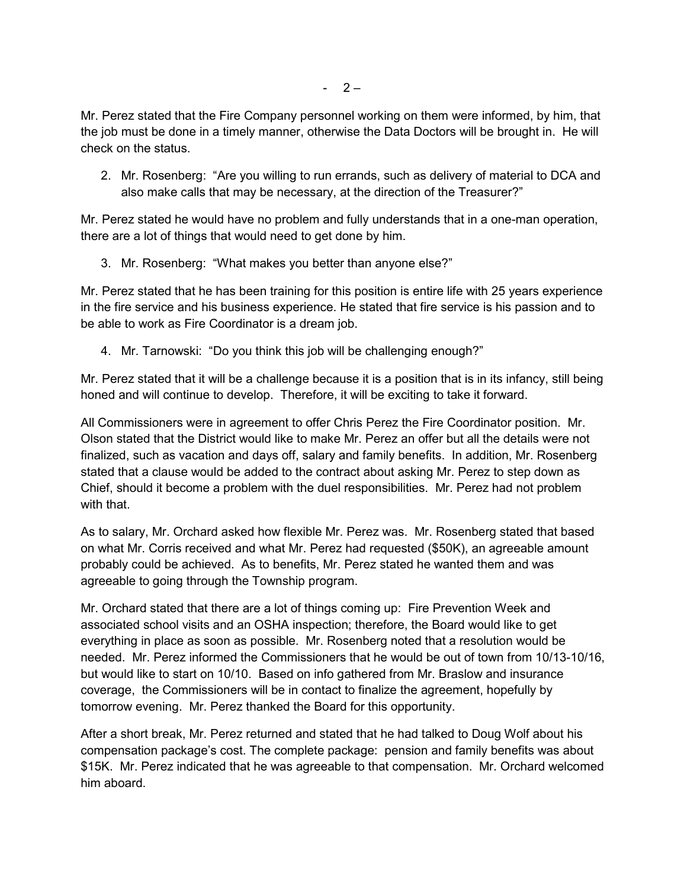Mr. Perez stated that the Fire Company personnel working on them were informed, by him, that the job must be done in a timely manner, otherwise the Data Doctors will be brought in. He will check on the status.

2. Mr. Rosenberg: "Are you willing to run errands, such as delivery of material to DCA and also make calls that may be necessary, at the direction of the Treasurer?"

Mr. Perez stated he would have no problem and fully understands that in a one-man operation, there are a lot of things that would need to get done by him.

3. Mr. Rosenberg: "What makes you better than anyone else?"

Mr. Perez stated that he has been training for this position is entire life with 25 years experience in the fire service and his business experience. He stated that fire service is his passion and to be able to work as Fire Coordinator is a dream job.

4. Mr. Tarnowski: "Do you think this job will be challenging enough?"

Mr. Perez stated that it will be a challenge because it is a position that is in its infancy, still being honed and will continue to develop. Therefore, it will be exciting to take it forward.

All Commissioners were in agreement to offer Chris Perez the Fire Coordinator position. Mr. Olson stated that the District would like to make Mr. Perez an offer but all the details were not finalized, such as vacation and days off, salary and family benefits. In addition, Mr. Rosenberg stated that a clause would be added to the contract about asking Mr. Perez to step down as Chief, should it become a problem with the duel responsibilities. Mr. Perez had not problem with that.

As to salary, Mr. Orchard asked how flexible Mr. Perez was. Mr. Rosenberg stated that based on what Mr. Corris received and what Mr. Perez had requested ($50K), an agreeable amount probably could be achieved. As to benefits, Mr. Perez stated he wanted them and was agreeable to going through the Township program.

Mr. Orchard stated that there are a lot of things coming up: Fire Prevention Week and associated school visits and an OSHA inspection; therefore, the Board would like to get everything in place as soon as possible. Mr. Rosenberg noted that a resolution would be needed. Mr. Perez informed the Commissioners that he would be out of town from 10/13-10/16, but would like to start on 10/10. Based on info gathered from Mr. Braslow and insurance coverage, the Commissioners will be in contact to finalize the agreement, hopefully by tomorrow evening. Mr. Perez thanked the Board for this opportunity.

After a short break, Mr. Perez returned and stated that he had talked to Doug Wolf about his compensation package's cost. The complete package: pension and family benefits was about $15K. Mr. Perez indicated that he was agreeable to that compensation. Mr. Orchard welcomed him aboard.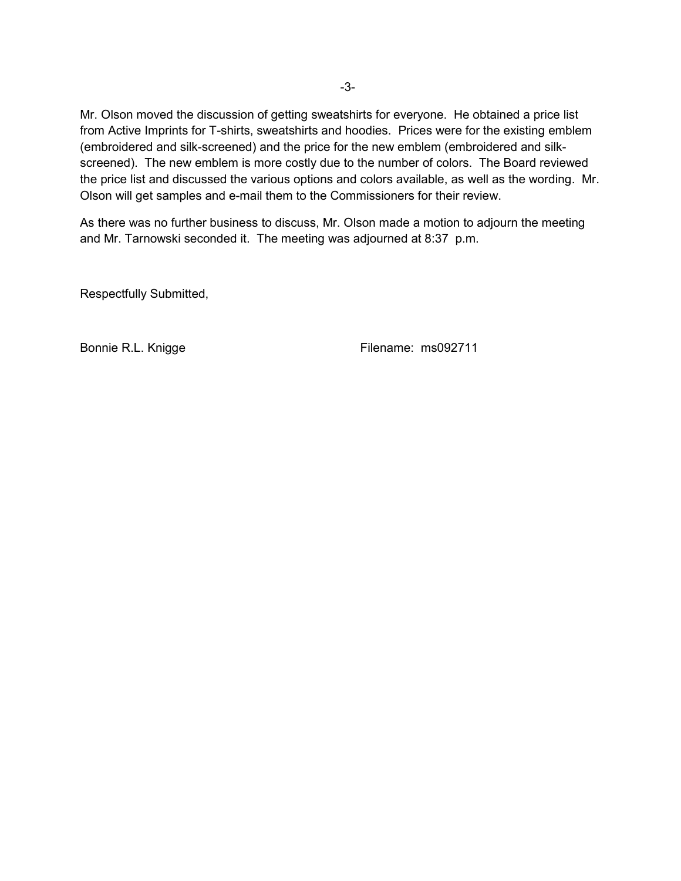Mr. Olson moved the discussion of getting sweatshirts for everyone. He obtained a price list from Active Imprints for T-shirts, sweatshirts and hoodies. Prices were for the existing emblem (embroidered and silk-screened) and the price for the new emblem (embroidered and silk-screened). The new emblem is more costly due to the number of colors. The Board reviewed the price list and discussed the various options and colors available, as well as the wording. Mr. Olson will get samples and e-mail them to the Commissioners for their review.

As there was no further business to discuss, Mr. Olson made a motion to adjourn the meeting and Mr. Tarnowski seconded it. The meeting was adjourned at 8:37 p.m.

Respectfully Submitted,

Bonnie R.L. Knigge

Filename: ms092711